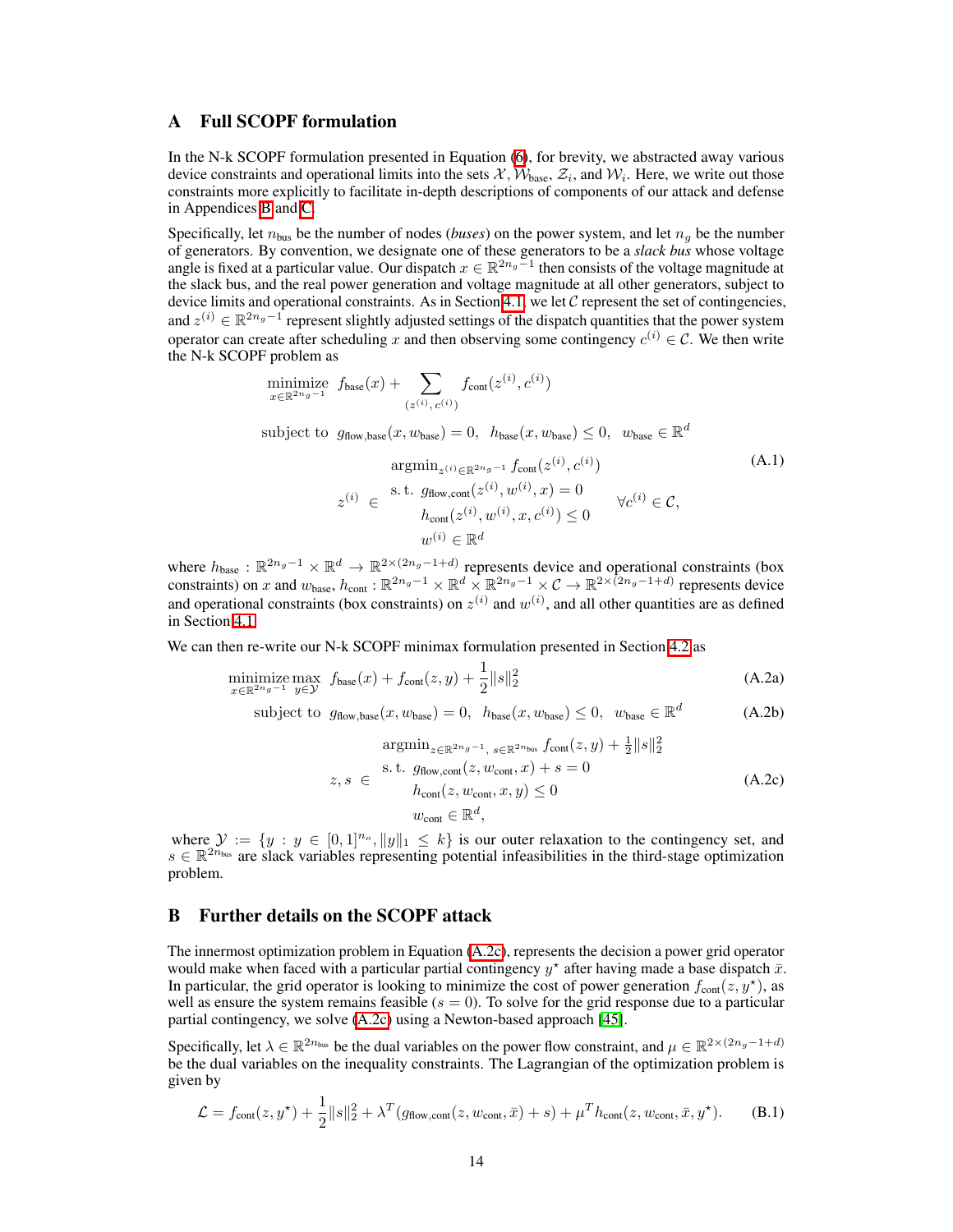## A Full SCOPF formulation

In the N-k SCOPF formulation presented in Equation (6), for brevity, we abstracted away various device constraints and operational limits into the sets $\mathcal{X}$, $\mathcal{W}_{\text{base}}$, $\mathcal{Z}_i$, and $\mathcal{W}_i$. Here, we write out those constraints more explicitly to facilitate in-depth descriptions of components of our attack and defense in Appendices B and C.

Specifically, let $n_{\text{bus}}$ be the number of nodes (*buses*) on the power system, and let $n_g$ be the number of generators. By convention, we designate one of these generators to be a *slack bus* whose voltage angle is fixed at a particular value. Our dispatch $x \in \mathbb{R}^{2n_g-1}$ then consists of the voltage magnitude at the slack bus, and the real power generation and voltage magnitude at all other generators, subject to device limits and operational constraints. As in Section 4.1, we let $\mathcal{C}$ represent the set of contingencies, and $z^{(i)} \in \mathbb{R}^{2n_g-1}$ represent slightly adjusted settings of the dispatch quantities that the power system operator can create after scheduling $x$ and then observing some contingency $c^{(i)} \in \mathcal{C}$. We then write the N-k SCOPF problem as

$$
\begin{aligned}
\underset{x \in \mathbb{R}^{2n_g-1}}{\text{minimize}} \quad & f_{\text{base}}(x) + \sum_{(z^{(i)},\, c^{(i)})} f_{\text{cont}}(z^{(i)}, c^{(i)}) \\
\text{subject to} \quad & g_{\text{flow,base}}(x, w_{\text{base}}) = 0, \quad h_{\text{base}}(x, w_{\text{base}}) \leq 0, \quad w_{\text{base}} \in \mathbb{R}^d \\
& z^{(i)} \in \begin{array}{l} \operatorname{argmin}_{z^{(i)} \in \mathbb{R}^{2n_g-1}} f_{\text{cont}}(z^{(i)}, c^{(i)}) \\ \text{s. t. } \; g_{\text{flow,cont}}(z^{(i)}, w^{(i)}, x) = 0 \\ \qquad h_{\text{cont}}(z^{(i)}, w^{(i)}, x, c^{(i)}) \leq 0 \\ \qquad w^{(i)} \in \mathbb{R}^d \end{array} \quad \forall c^{(i)} \in \mathcal{C},
\end{aligned}
\tag{A.1}
$$

where $h_{\text{base}} : \mathbb{R}^{2n_g-1} \times \mathbb{R}^d \to \mathbb{R}^{2\times(2n_g-1+d)}$ represents device and operational constraints (box constraints) on $x$ and $w_{\text{base}}$, $h_{\text{cont}} : \mathbb{R}^{2n_g-1} \times \mathbb{R}^d \times \mathbb{R}^{2n_g-1} \times \mathcal{C} \to \mathbb{R}^{2\times(2n_g-1+d)}$ represents device and operational constraints (box constraints) on $z^{(i)}$ and $w^{(i)}$, and all other quantities are as defined in Section 4.1.

We can then re-write our N-k SCOPF minimax formulation presented in Section 4.2 as

$$
\underset{x \in \mathbb{R}^{2n_g-1}}{\text{minimize}} \max_{y \in \mathcal{Y}} \; f_{\text{base}}(x) + f_{\text{cont}}(z, y) + \frac{1}{2}\|s\|_2^2 \tag{A.2a}
$$

$$
\text{subject to} \;\; g_{\text{flow,base}}(x, w_{\text{base}}) = 0, \;\; h_{\text{base}}(x, w_{\text{base}}) \leq 0, \;\; w_{\text{base}} \in \mathbb{R}^d \tag{A.2b}
$$

$$
z, s \in \begin{array}{l} \operatorname{argmin}_{z \in \mathbb{R}^{2n_g-1},\, s \in \mathbb{R}^{2n_{\text{bus}}}} f_{\text{cont}}(z, y) + \frac{1}{2}\|s\|_2^2 \\ \text{s. t. } \; g_{\text{flow,cont}}(z, w_{\text{cont}}, x) + s = 0 \\ \qquad h_{\text{cont}}(z, w_{\text{cont}}, x, y) \leq 0 \\ \qquad w_{\text{cont}} \in \mathbb{R}^d, \end{array} \tag{A.2c}
$$

where $\mathcal{Y} := \{y : y \in [0,1]^{n_o}, \|y\|_1 \leq k\}$ is our outer relaxation to the contingency set, and $s \in \mathbb{R}^{2n_{\text{bus}}}$ are slack variables representing potential infeasibilities in the third-stage optimization problem.

## B Further details on the SCOPF attack

The innermost optimization problem in Equation (A.2c), represents the decision a power grid operator would make when faced with a particular partial contingency $y^\star$ after having made a base dispatch $\bar{x}$. In particular, the grid operator is looking to minimize the cost of power generation $f_{\text{cont}}(z, y^\star)$, as well as ensure the system remains feasible ($s = 0$). To solve for the grid response due to a particular partial contingency, we solve (A.2c) using a Newton-based approach [45].

Specifically, let $\lambda \in \mathbb{R}^{2n_{\text{bus}}}$ be the dual variables on the power flow constraint, and $\mu \in \mathbb{R}^{2\times(2n_g-1+d)}$ be the dual variables on the inequality constraints. The Lagrangian of the optimization problem is given by

$$
\mathcal{L} = f_{\text{cont}}(z, y^\star) + \frac{1}{2}\|s\|_2^2 + \lambda^T(g_{\text{flow,cont}}(z, w_{\text{cont}}, \bar{x}) + s) + \mu^T h_{\text{cont}}(z, w_{\text{cont}}, \bar{x}, y^\star). \tag{B.1}
$$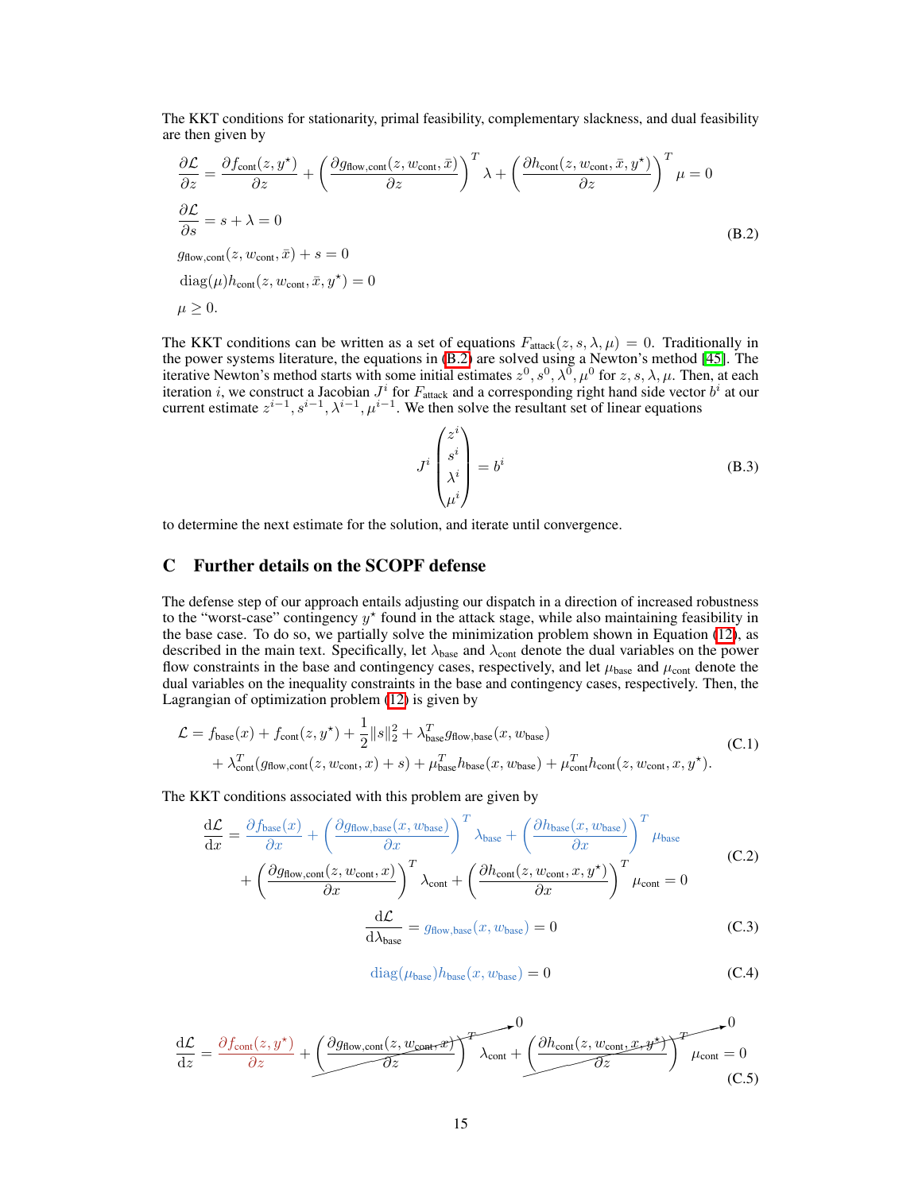The KKT conditions for stationarity, primal feasibility, complementary slackness, and dual feasibility are then given by

$$
\begin{aligned}
&\frac{\partial \mathcal{L}}{\partial z} = \frac{\partial f_{\text{cont}}(z, y^\star)}{\partial z} + \left(\frac{\partial g_{\text{flow,cont}}(z, w_{\text{cont}}, \bar{x})}{\partial z}\right)^T \lambda + \left(\frac{\partial h_{\text{cont}}(z, w_{\text{cont}}, \bar{x}, y^\star)}{\partial z}\right)^T \mu = 0 \\
&\frac{\partial \mathcal{L}}{\partial s} = s + \lambda = 0 \\
&g_{\text{flow,cont}}(z, w_{\text{cont}}, \bar{x}) + s = 0 \\
&\operatorname{diag}(\mu) h_{\text{cont}}(z, w_{\text{cont}}, \bar{x}, y^\star) = 0 \\
&\mu \geq 0.
\end{aligned}
\tag{B.2}
$$

The KKT conditions can be written as a set of equations $F_{\text{attack}}(z, s, \lambda, \mu) = 0$. Traditionally in the power systems literature, the equations in (B.2) are solved using a Newton's method [45]. The iterative Newton's method starts with some initial estimates $z^0, s^0, \lambda^0, \mu^0$ for $z, s, \lambda, \mu$. Then, at each iteration $i$, we construct a Jacobian $J^i$ for $F_{\text{attack}}$ and a corresponding right hand side vector $b^i$ at our current estimate $z^{i-1}, s^{i-1}, \lambda^{i-1}, \mu^{i-1}$. We then solve the resultant set of linear equations

$$
J^i \begin{pmatrix} z^i \\ s^i \\ \lambda^i \\ \mu^i \end{pmatrix} = b^i \tag{B.3}
$$

to determine the next estimate for the solution, and iterate until convergence.

## C Further details on the SCOPF defense

The defense step of our approach entails adjusting our dispatch in a direction of increased robustness to the "worst-case" contingency $y^\star$ found in the attack stage, while also maintaining feasibility in the base case. To do so, we partially solve the minimization problem shown in Equation (12), as described in the main text. Specifically, let $\lambda_{\text{base}}$ and $\lambda_{\text{cont}}$ denote the dual variables on the power flow constraints in the base and contingency cases, respectively, and let $\mu_{\text{base}}$ and $\mu_{\text{cont}}$ denote the dual variables on the inequality constraints in the base and contingency cases, respectively. Then, the Lagrangian of optimization problem (12) is given by

$$
\begin{aligned}
\mathcal{L} = f_{\text{base}}(x) + f_{\text{cont}}(z, y^\star) + \frac{1}{2}\|s\|_2^2 + \lambda_{\text{base}}^T g_{\text{flow,base}}(x, w_{\text{base}}) \\
+ \lambda_{\text{cont}}^T (g_{\text{flow,cont}}(z, w_{\text{cont}}, x) + s) + \mu_{\text{base}}^T h_{\text{base}}(x, w_{\text{base}}) + \mu_{\text{cont}}^T h_{\text{cont}}(z, w_{\text{cont}}, x, y^\star).
\end{aligned}
\tag{C.1}
$$

The KKT conditions associated with this problem are given by

$$
\begin{aligned}
\frac{\mathrm{d}\mathcal{L}}{\mathrm{d}x} = \frac{\partial f_{\text{base}}(x)}{\partial x} + \left(\frac{\partial g_{\text{flow,base}}(x, w_{\text{base}})}{\partial x}\right)^T \lambda_{\text{base}} + \left(\frac{\partial h_{\text{base}}(x, w_{\text{base}})}{\partial x}\right)^T \mu_{\text{base}} \\
+ \left(\frac{\partial g_{\text{flow,cont}}(z, w_{\text{cont}}, x)}{\partial x}\right)^T \lambda_{\text{cont}} + \left(\frac{\partial h_{\text{cont}}(z, w_{\text{cont}}, x, y^\star)}{\partial x}\right)^T \mu_{\text{cont}} = 0
\end{aligned}
\tag{C.2}
$$

$$
\frac{\mathrm{d}\mathcal{L}}{\mathrm{d}\lambda_{\text{base}}} = g_{\text{flow,base}}(x, w_{\text{base}}) = 0 \tag{C.3}
$$

$$
\operatorname{diag}(\mu_{\text{base}}) h_{\text{base}}(x, w_{\text{base}}) = 0 \tag{C.4}
$$

$$
\frac{\mathrm{d}\mathcal{L}}{\mathrm{d}z} = \frac{\partial f_{\text{cont}}(z, y^\star)}{\partial z} + \cancelto{0}{\left(\frac{\partial g_{\text{flow,cont}}(z, w_{\text{cont}}, x)}{\partial z}\right)^T} \lambda_{\text{cont}} + \cancelto{0}{\left(\frac{\partial h_{\text{cont}}(z, w_{\text{cont}}, x, y^\star)}{\partial z}\right)^T} \mu_{\text{cont}} = 0 \tag{C.5}
$$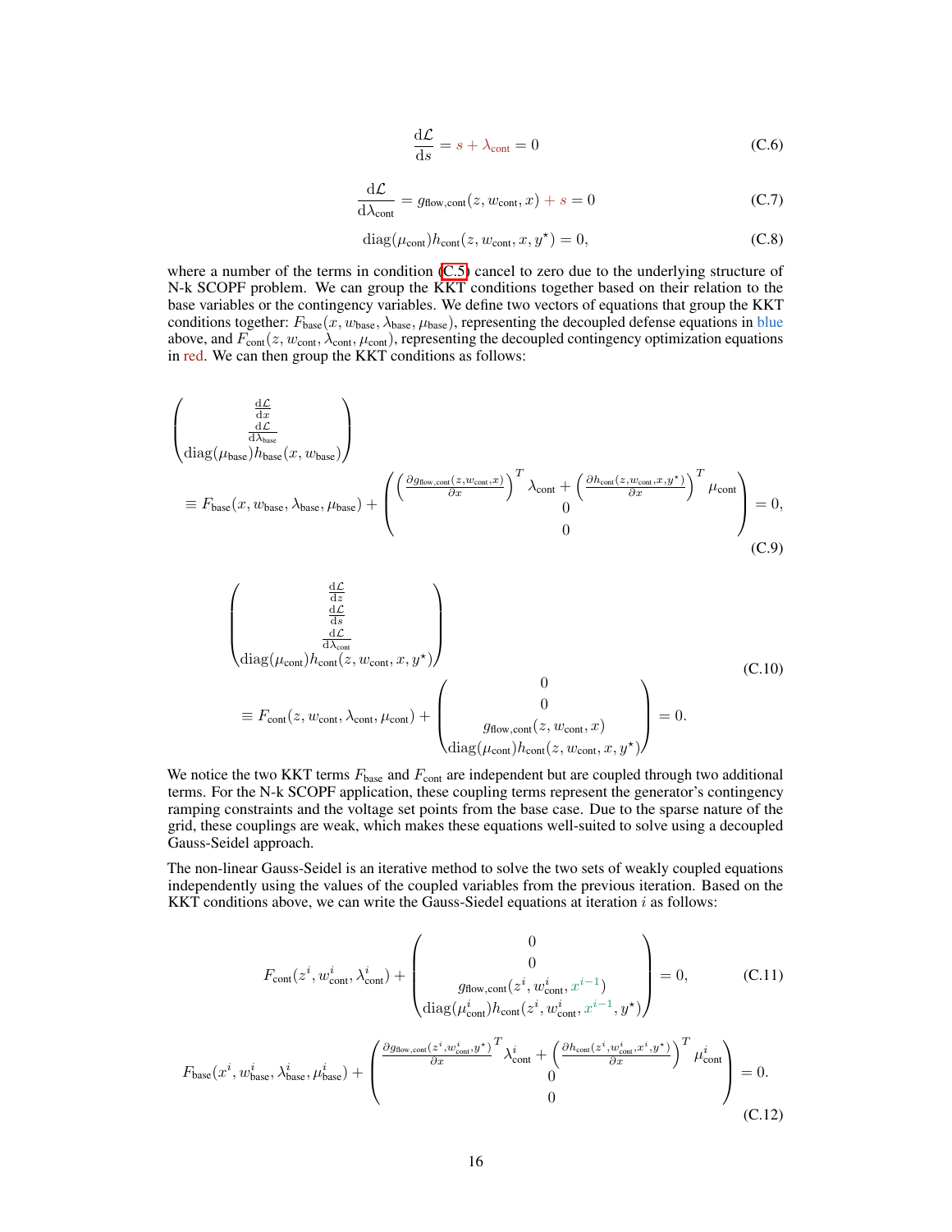$$\frac{\mathrm{d}\mathcal{L}}{\mathrm{d}s} = s + \lambda_{\text{cont}} = 0 \tag{C.6}$$

$$\frac{\mathrm{d}\mathcal{L}}{\mathrm{d}\lambda_{\text{cont}}} = g_{\text{flow,cont}}(z, w_{\text{cont}}, x) + s = 0 \tag{C.7}$$

$$\text{diag}(\mu_{\text{cont}}) h_{\text{cont}}(z, w_{\text{cont}}, x, y^\star) = 0, \tag{C.8}$$

where a number of the terms in condition (C.5) cancel to zero due to the underlying structure of N-k SCOPF problem. We can group the KKT conditions together based on their relation to the base variables or the contingency variables. We define two vectors of equations that group the KKT conditions together: $F_{\text{base}}(x, w_{\text{base}}, \lambda_{\text{base}}, \mu_{\text{base}})$, representing the decoupled defense equations in blue above, and $F_{\text{cont}}(z, w_{\text{cont}}, \lambda_{\text{cont}}, \mu_{\text{cont}})$, representing the decoupled contingency optimization equations in red. We can then group the KKT conditions as follows:

$$\begin{pmatrix} \frac{\mathrm{d}\mathcal{L}}{\mathrm{d}x} \\ \frac{\mathrm{d}\mathcal{L}}{\mathrm{d}\lambda_{\text{base}}} \\ \text{diag}(\mu_{\text{base}}) h_{\text{base}}(x, w_{\text{base}}) \end{pmatrix}$$
$$\equiv F_{\text{base}}(x, w_{\text{base}}, \lambda_{\text{base}}, \mu_{\text{base}}) + \begin{pmatrix} \left(\frac{\partial g_{\text{flow,cont}}(z, w_{\text{cont}}, x)}{\partial x}\right)^T \lambda_{\text{cont}} + \left(\frac{\partial h_{\text{cont}}(z, w_{\text{cont}}, x, y^\star)}{\partial x}\right)^T \mu_{\text{cont}} \\ 0 \\ 0 \end{pmatrix} = 0, \tag{C.9}$$

$$\begin{pmatrix} \frac{\mathrm{d}\mathcal{L}}{\mathrm{d}z} \\ \frac{\mathrm{d}\mathcal{L}}{\mathrm{d}s} \\ \frac{\mathrm{d}\mathcal{L}}{\mathrm{d}\lambda_{\text{cont}}} \\ \text{diag}(\mu_{\text{cont}}) h_{\text{cont}}(z, w_{\text{cont}}, x, y^\star) \end{pmatrix}$$
$$\equiv F_{\text{cont}}(z, w_{\text{cont}}, \lambda_{\text{cont}}, \mu_{\text{cont}}) + \begin{pmatrix} 0 \\ 0 \\ g_{\text{flow,cont}}(z, w_{\text{cont}}, x) \\ \text{diag}(\mu_{\text{cont}}) h_{\text{cont}}(z, w_{\text{cont}}, x, y^\star) \end{pmatrix} = 0. \tag{C.10}$$

We notice the two KKT terms $F_{\text{base}}$ and $F_{\text{cont}}$ are independent but are coupled through two additional terms. For the N-k SCOPF application, these coupling terms represent the generator's contingency ramping constraints and the voltage set points from the base case. Due to the sparse nature of the grid, these couplings are weak, which makes these equations well-suited to solve using a decoupled Gauss-Seidel approach.

The non-linear Gauss-Seidel is an iterative method to solve the two sets of weakly coupled equations independently using the values of the coupled variables from the previous iteration. Based on the KKT conditions above, we can write the Gauss-Siedel equations at iteration $i$ as follows:

$$F_{\text{cont}}(z^i, w^i_{\text{cont}}, \lambda^i_{\text{cont}}) + \begin{pmatrix} 0 \\ 0 \\ g_{\text{flow,cont}}(z^i, w^i_{\text{cont}}, x^{i-1}) \\ \text{diag}(\mu^i_{\text{cont}}) h_{\text{cont}}(z^i, w^i_{\text{cont}}, x^{i-1}, y^\star) \end{pmatrix} = 0, \tag{C.11}$$

$$F_{\text{base}}(x^i, w^i_{\text{base}}, \lambda^i_{\text{base}}, \mu^i_{\text{base}}) + \begin{pmatrix} \left(\frac{\partial g_{\text{flow,cont}}(z^i, w^i_{\text{cont}}, y^\star)}{\partial x}\right)^T \lambda^i_{\text{cont}} + \left(\frac{\partial h_{\text{cont}}(z^i, w^i_{\text{cont}}, x^i, y^\star)}{\partial x}\right)^T \mu^i_{\text{cont}} \\ 0 \\ 0 \end{pmatrix} = 0. \tag{C.12}$$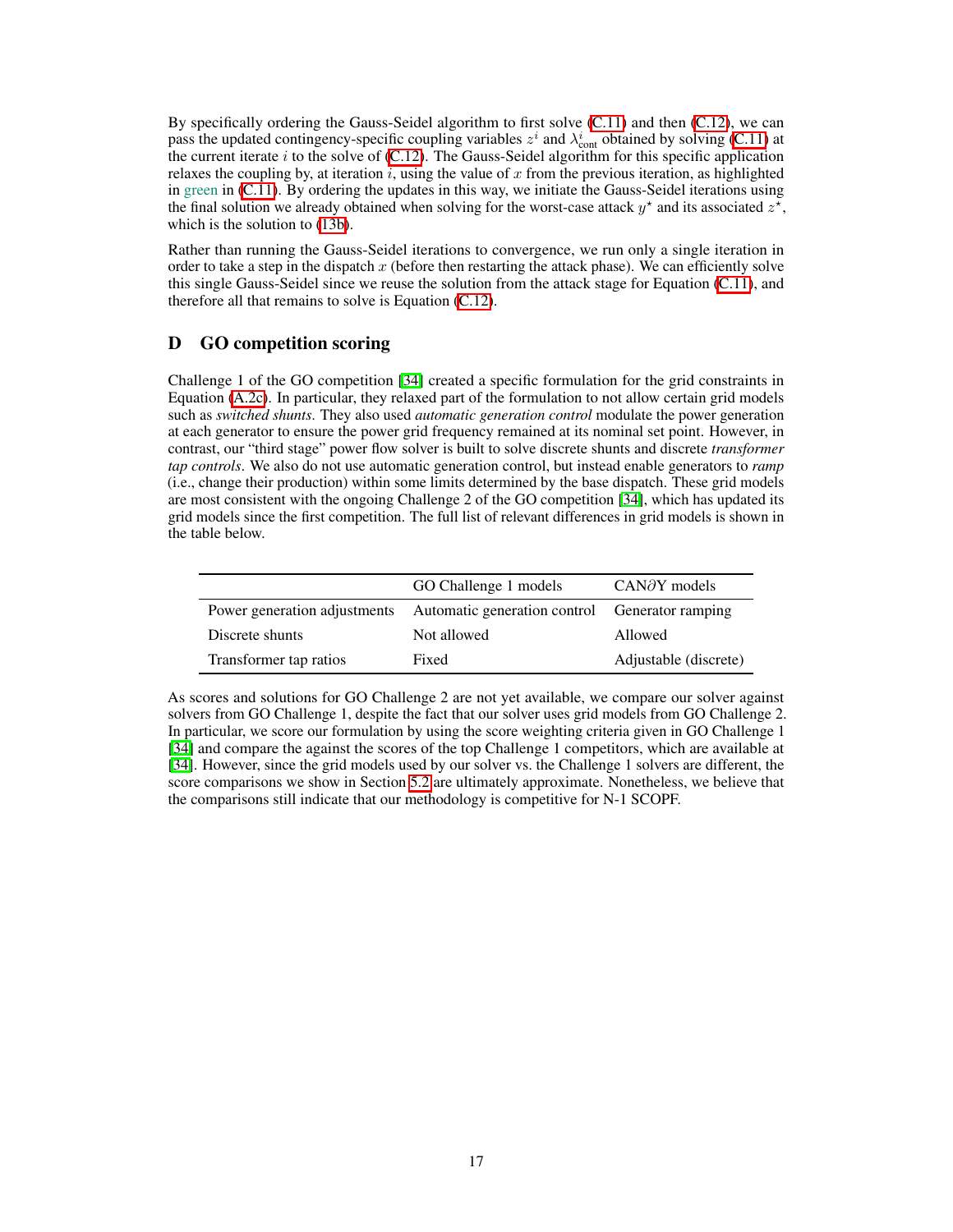By specifically ordering the Gauss-Seidel algorithm to first solve (C.11) and then (C.12), we can pass the updated contingency-specific coupling variables $z^i$ and $\lambda^i_{\text{cont}}$ obtained by solving (C.11) at the current iterate $i$ to the solve of (C.12). The Gauss-Seidel algorithm for this specific application relaxes the coupling by, at iteration $i$, using the value of $x$ from the previous iteration, as highlighted in green in (C.11). By ordering the updates in this way, we initiate the Gauss-Seidel iterations using the final solution we already obtained when solving for the worst-case attack $y^\star$ and its associated $z^\star$, which is the solution to (13b).

Rather than running the Gauss-Seidel iterations to convergence, we run only a single iteration in order to take a step in the dispatch $x$ (before then restarting the attack phase). We can efficiently solve this single Gauss-Seidel since we reuse the solution from the attack stage for Equation (C.11), and therefore all that remains to solve is Equation (C.12).

# D GO competition scoring

Challenge 1 of the GO competition [34] created a specific formulation for the grid constraints in Equation (A.2c). In particular, they relaxed part of the formulation to not allow certain grid models such as *switched shunts*. They also used *automatic generation control* modulate the power generation at each generator to ensure the power grid frequency remained at its nominal set point. However, in contrast, our "third stage" power flow solver is built to solve discrete shunts and discrete *transformer tap controls*. We also do not use automatic generation control, but instead enable generators to *ramp* (i.e., change their production) within some limits determined by the base dispatch. These grid models are most consistent with the ongoing Challenge 2 of the GO competition [34], which has updated its grid models since the first competition. The full list of relevant differences in grid models is shown in the table below.

| | GO Challenge 1 models | CAN∂Y models |
|---|---|---|
| Power generation adjustments | Automatic generation control | Generator ramping |
| Discrete shunts | Not allowed | Allowed |
| Transformer tap ratios | Fixed | Adjustable (discrete) |

As scores and solutions for GO Challenge 2 are not yet available, we compare our solver against solvers from GO Challenge 1, despite the fact that our solver uses grid models from GO Challenge 2. In particular, we score our formulation by using the score weighting criteria given in GO Challenge 1 [34] and compare the against the scores of the top Challenge 1 competitors, which are available at [34]. However, since the grid models used by our solver vs. the Challenge 1 solvers are different, the score comparisons we show in Section 5.2 are ultimately approximate. Nonetheless, we believe that the comparisons still indicate that our methodology is competitive for N-1 SCOPF.